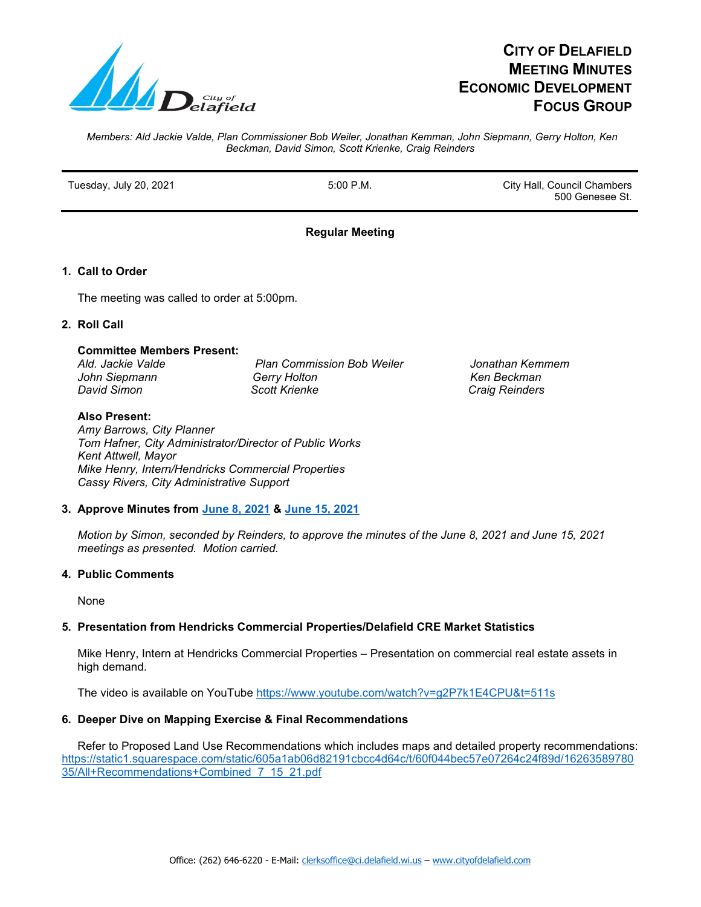# City of Delafield Meeting Minutes Economic Development Focus Group

*Members: Ald Jackie Valde, Plan Commissioner Bob Weiler, Jonathan Kemman, John Siepmann, Gerry Holton, Ken Beckman, David Simon, Scott Krienke, Craig Reinders*

| Tuesday, July 20, 2021 | 5:00 P.M. | City Hall, Council Chambers<br>500 Genesee St. |
|---|---|---|

**Regular Meeting**

## 1. Call to Order

The meeting was called to order at 5:00pm.

## 2. Roll Call

**Committee Members Present:**

| | | |
|---|---|---|
| *Ald. Jackie Valde* | *Plan Commission Bob Weiler* | *Jonathan Kemmem* |
| *John Siepmann* | *Gerry Holton* | *Ken Beckman* |
| *David Simon* | *Scott Krienke* | *Craig Reinders* |

**Also Present:**

*Amy Barrows, City Planner*
*Tom Hafner, City Administrator/Director of Public Works*
*Kent Attwell, Mayor*
*Mike Henry, Intern/Hendricks Commercial Properties*
*Cassy Rivers, City Administrative Support*

## 3. Approve Minutes from June 8, 2021 & June 15, 2021

*Motion by Simon, seconded by Reinders, to approve the minutes of the June 8, 2021 and June 15, 2021 meetings as presented. Motion carried.*

## 4. Public Comments

None

## 5. Presentation from Hendricks Commercial Properties/Delafield CRE Market Statistics

Mike Henry, Intern at Hendricks Commercial Properties – Presentation on commercial real estate assets in high demand.

The video is available on YouTube https://www.youtube.com/watch?v=g2P7k1E4CPU&t=511s

## 6. Deeper Dive on Mapping Exercise & Final Recommendations

Refer to Proposed Land Use Recommendations which includes maps and detailed property recommendations: https://static1.squarespace.com/static/605a1ab06d82191cbcc4d64c/t/60f044bec57e07264c24f89d/1626358978035/All+Recommendations+Combined_7_15_21.pdf

Office: (262) 646-6220 - E-Mail: clerksoffice@ci.delafield.wi.us – www.cityofdelafield.com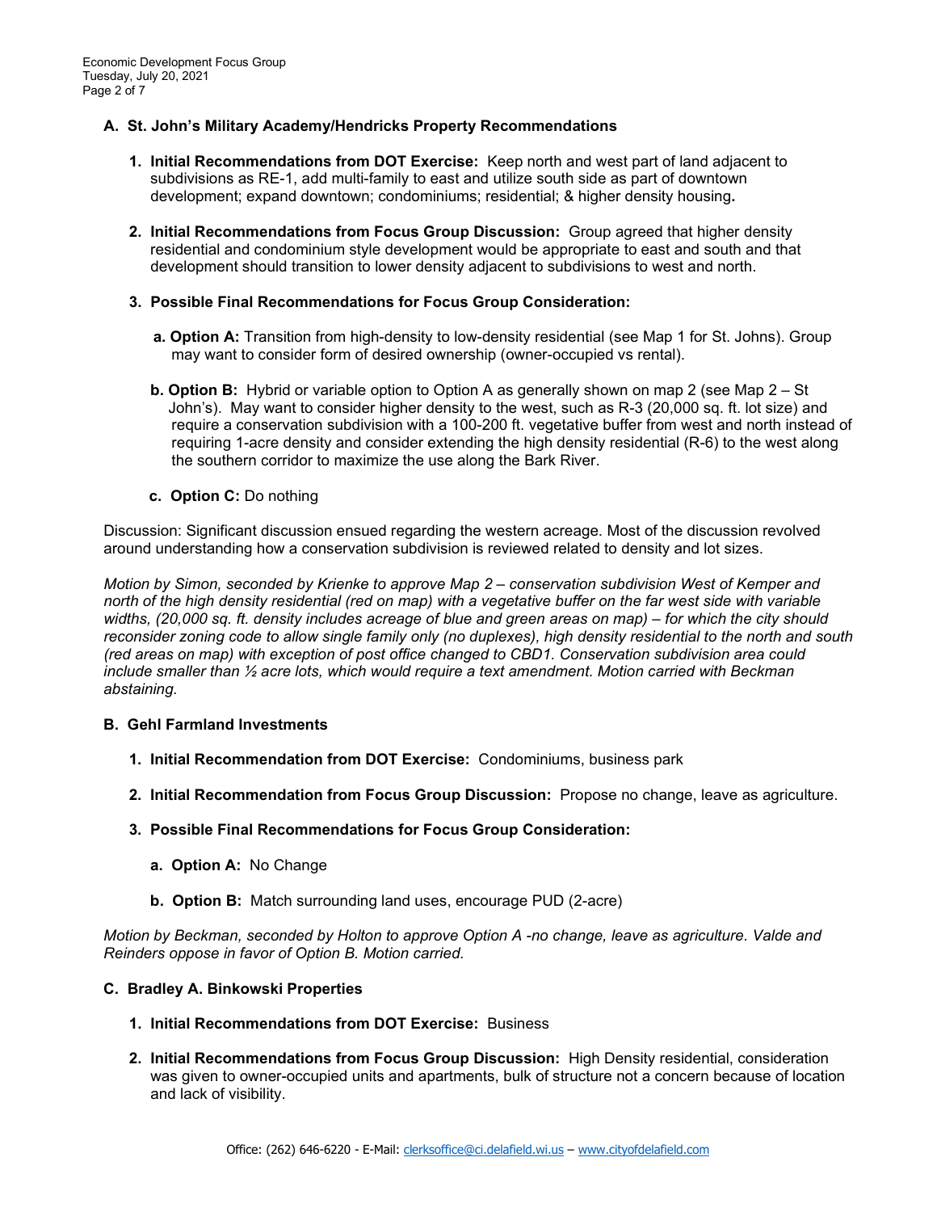## A. St. John's Military Academy/Hendricks Property Recommendations

1. **Initial Recommendations from DOT Exercise:** Keep north and west part of land adjacent to subdivisions as RE-1, add multi-family to east and utilize south side as part of downtown development; expand downtown; condominiums; residential; & higher density housing**.**

2. **Initial Recommendations from Focus Group Discussion:** Group agreed that higher density residential and condominium style development would be appropriate to east and south and that development should transition to lower density adjacent to subdivisions to west and north.

3. **Possible Final Recommendations for Focus Group Consideration:**

   a. **Option A:** Transition from high-density to low-density residential (see Map 1 for St. Johns). Group may want to consider form of desired ownership (owner-occupied vs rental).

   b. **Option B:** Hybrid or variable option to Option A as generally shown on map 2 (see Map 2 – St John's). May want to consider higher density to the west, such as R-3 (20,000 sq. ft. lot size) and require a conservation subdivision with a 100-200 ft. vegetative buffer from west and north instead of requiring 1-acre density and consider extending the high density residential (R-6) to the west along the southern corridor to maximize the use along the Bark River.

   c. **Option C:** Do nothing

Discussion: Significant discussion ensued regarding the western acreage. Most of the discussion revolved around understanding how a conservation subdivision is reviewed related to density and lot sizes.

*Motion by Simon, seconded by Krienke to approve Map 2 – conservation subdivision West of Kemper and north of the high density residential (red on map) with a vegetative buffer on the far west side with variable widths, (20,000 sq. ft. density includes acreage of blue and green areas on map) – for which the city should reconsider zoning code to allow single family only (no duplexes), high density residential to the north and south (red areas on map) with exception of post office changed to CBD1. Conservation subdivision area could include smaller than ½ acre lots, which would require a text amendment. Motion carried with Beckman abstaining.*

## B. Gehl Farmland Investments

1. **Initial Recommendation from DOT Exercise:** Condominiums, business park

2. **Initial Recommendation from Focus Group Discussion:** Propose no change, leave as agriculture.

3. **Possible Final Recommendations for Focus Group Consideration:**

   a. **Option A:** No Change

   b. **Option B:** Match surrounding land uses, encourage PUD (2-acre)

*Motion by Beckman, seconded by Holton to approve Option A -no change, leave as agriculture. Valde and Reinders oppose in favor of Option B. Motion carried.*

## C. Bradley A. Binkowski Properties

1. **Initial Recommendations from DOT Exercise:** Business

2. **Initial Recommendations from Focus Group Discussion:** High Density residential, consideration was given to owner-occupied units and apartments, bulk of structure not a concern because of location and lack of visibility.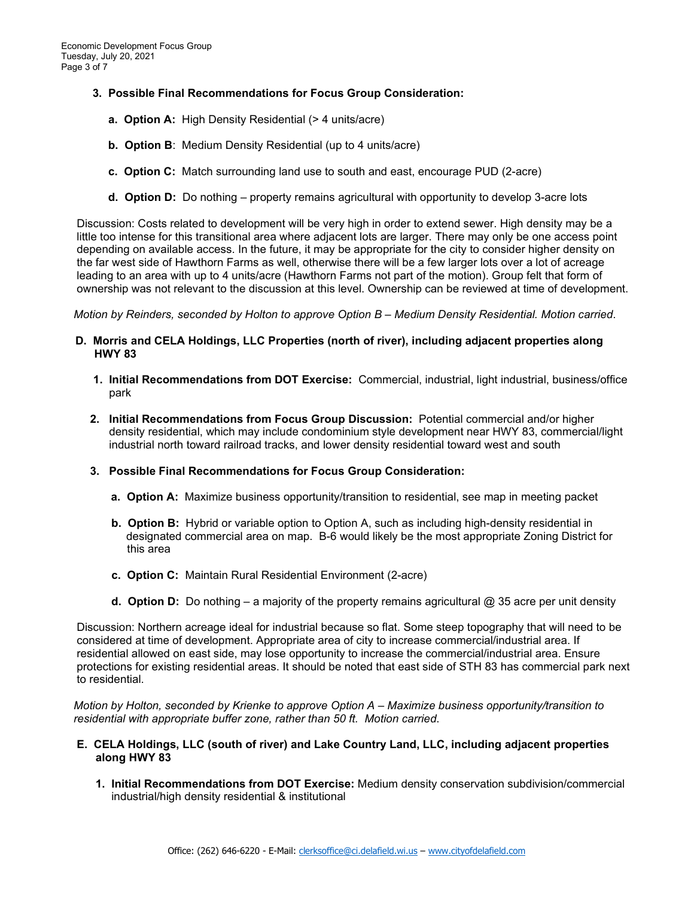**3. Possible Final Recommendations for Focus Group Consideration:**

- **a. Option A:** High Density Residential (> 4 units/acre)
- **b. Option B**: Medium Density Residential (up to 4 units/acre)
- **c. Option C:** Match surrounding land use to south and east, encourage PUD (2-acre)
- **d. Option D:** Do nothing – property remains agricultural with opportunity to develop 3-acre lots

Discussion: Costs related to development will be very high in order to extend sewer. High density may be a little too intense for this transitional area where adjacent lots are larger. There may only be one access point depending on available access. In the future, it may be appropriate for the city to consider higher density on the far west side of Hawthorn Farms as well, otherwise there will be a few larger lots over a lot of acreage leading to an area with up to 4 units/acre (Hawthorn Farms not part of the motion). Group felt that form of ownership was not relevant to the discussion at this level. Ownership can be reviewed at time of development.

*Motion by Reinders, seconded by Holton to approve Option B – Medium Density Residential. Motion carried*.

### D. Morris and CELA Holdings, LLC Properties (north of river), including adjacent properties along HWY 83

1. **Initial Recommendations from DOT Exercise:** Commercial, industrial, light industrial, business/office park
2. **Initial Recommendations from Focus Group Discussion:** Potential commercial and/or higher density residential, which may include condominium style development near HWY 83, commercial/light industrial north toward railroad tracks, and lower density residential toward west and south
3. **Possible Final Recommendations for Focus Group Consideration:**
   - **a. Option A:** Maximize business opportunity/transition to residential, see map in meeting packet
   - **b. Option B:** Hybrid or variable option to Option A, such as including high-density residential in designated commercial area on map. B-6 would likely be the most appropriate Zoning District for this area
   - **c. Option C:** Maintain Rural Residential Environment (2-acre)
   - **d. Option D:** Do nothing – a majority of the property remains agricultural @ 35 acre per unit density

Discussion: Northern acreage ideal for industrial because so flat. Some steep topography that will need to be considered at time of development. Appropriate area of city to increase commercial/industrial area. If residential allowed on east side, may lose opportunity to increase the commercial/industrial area. Ensure protections for existing residential areas. It should be noted that east side of STH 83 has commercial park next to residential.

*Motion by Holton, seconded by Krienke to approve Option A – Maximize business opportunity/transition to residential with appropriate buffer zone, rather than 50 ft. Motion carried*.

### E. CELA Holdings, LLC (south of river) and Lake Country Land, LLC, including adjacent properties along HWY 83

1. **Initial Recommendations from DOT Exercise:** Medium density conservation subdivision/commercial industrial/high density residential & institutional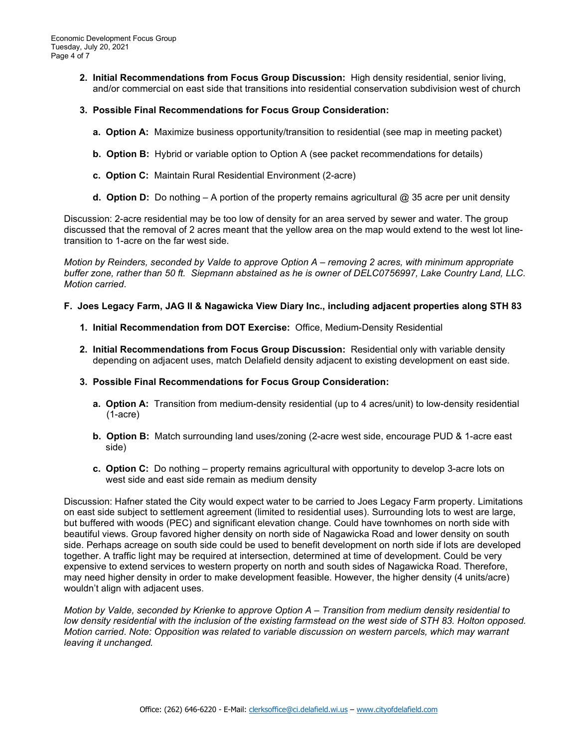2. **Initial Recommendations from Focus Group Discussion:** High density residential, senior living, and/or commercial on east side that transitions into residential conservation subdivision west of church

3. **Possible Final Recommendations for Focus Group Consideration:**

   a. **Option A:** Maximize business opportunity/transition to residential (see map in meeting packet)

   b. **Option B:** Hybrid or variable option to Option A (see packet recommendations for details)

   c. **Option C:** Maintain Rural Residential Environment (2-acre)

   d. **Option D:** Do nothing – A portion of the property remains agricultural @ 35 acre per unit density

Discussion: 2-acre residential may be too low of density for an area served by sewer and water. The group discussed that the removal of 2 acres meant that the yellow area on the map would extend to the west lot line-transition to 1-acre on the far west side.

*Motion by Reinders, seconded by Valde to approve Option A – removing 2 acres, with minimum appropriate buffer zone, rather than 50 ft. Siepmann abstained as he is owner of DELC0756997, Lake Country Land, LLC. Motion carried.*

**F. Joes Legacy Farm, JAG II & Nagawicka View Diary Inc., including adjacent properties along STH 83**

1. **Initial Recommendation from DOT Exercise:** Office, Medium-Density Residential

2. **Initial Recommendations from Focus Group Discussion:** Residential only with variable density depending on adjacent uses, match Delafield density adjacent to existing development on east side.

3. **Possible Final Recommendations for Focus Group Consideration:**

   a. **Option A:** Transition from medium-density residential (up to 4 acres/unit) to low-density residential (1-acre)

   b. **Option B:** Match surrounding land uses/zoning (2-acre west side, encourage PUD & 1-acre east side)

   c. **Option C:** Do nothing – property remains agricultural with opportunity to develop 3-acre lots on west side and east side remain as medium density

Discussion: Hafner stated the City would expect water to be carried to Joes Legacy Farm property. Limitations on east side subject to settlement agreement (limited to residential uses). Surrounding lots to west are large, but buffered with woods (PEC) and significant elevation change. Could have townhomes on north side with beautiful views. Group favored higher density on north side of Nagawicka Road and lower density on south side. Perhaps acreage on south side could be used to benefit development on north side if lots are developed together. A traffic light may be required at intersection, determined at time of development. Could be very expensive to extend services to western property on north and south sides of Nagawicka Road. Therefore, may need higher density in order to make development feasible. However, the higher density (4 units/acre) wouldn't align with adjacent uses.

*Motion by Valde, seconded by Krienke to approve Option A – Transition from medium density residential to low density residential with the inclusion of the existing farmstead on the west side of STH 83. Holton opposed. Motion carried. Note: Opposition was related to variable discussion on western parcels, which may warrant leaving it unchanged.*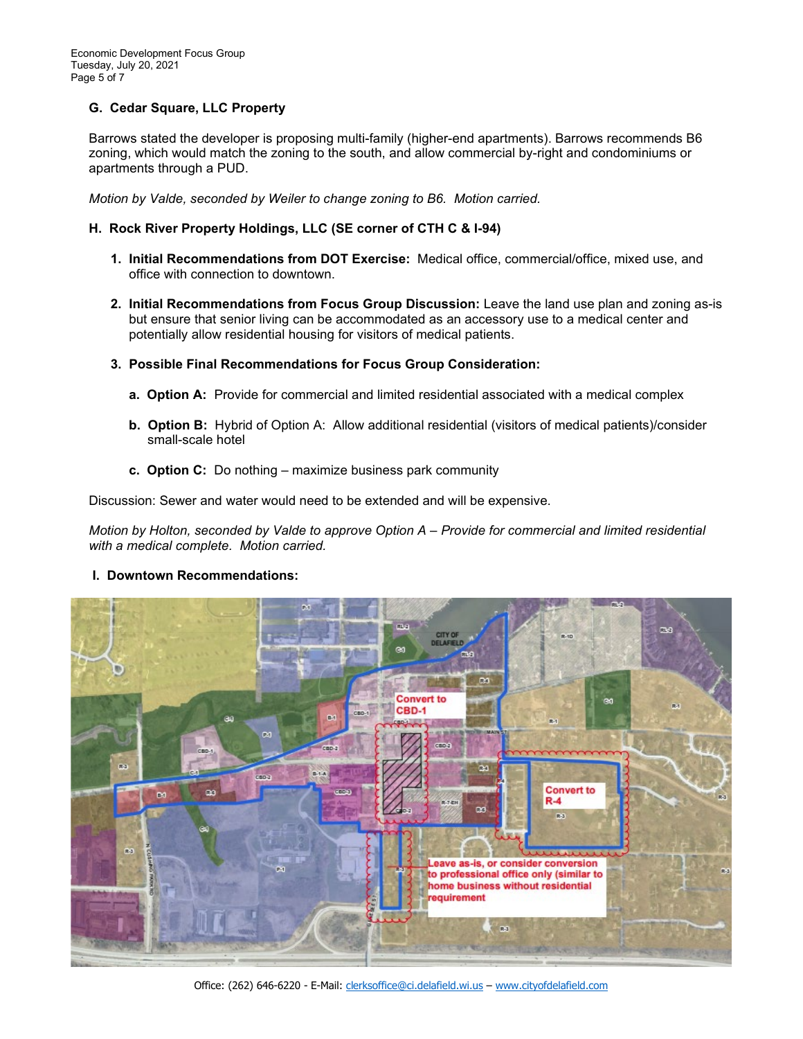### G. Cedar Square, LLC Property

Barrows stated the developer is proposing multi-family (higher-end apartments). Barrows recommends B6 zoning, which would match the zoning to the south, and allow commercial by-right and condominiums or apartments through a PUD.

*Motion by Valde, seconded by Weiler to change zoning to B6. Motion carried.*

### H. Rock River Property Holdings, LLC (SE corner of CTH C & I-94)

1. **Initial Recommendations from DOT Exercise:** Medical office, commercial/office, mixed use, and office with connection to downtown.

2. **Initial Recommendations from Focus Group Discussion:** Leave the land use plan and zoning as-is but ensure that senior living can be accommodated as an accessory use to a medical center and potentially allow residential housing for visitors of medical patients.

3. **Possible Final Recommendations for Focus Group Consideration:**

   a. **Option A:** Provide for commercial and limited residential associated with a medical complex

   b. **Option B:** Hybrid of Option A: Allow additional residential (visitors of medical patients)/consider small-scale hotel

   c. **Option C:** Do nothing – maximize business park community

Discussion: Sewer and water would need to be extended and will be expensive.

*Motion by Holton, seconded by Valde to approve Option A – Provide for commercial and limited residential with a medical complete. Motion carried.*

### I. Downtown Recommendations:

Convert to CBD-1

Convert to R-4

Leave as-is, or consider conversion to professional office only (similar to home business without residential requirement)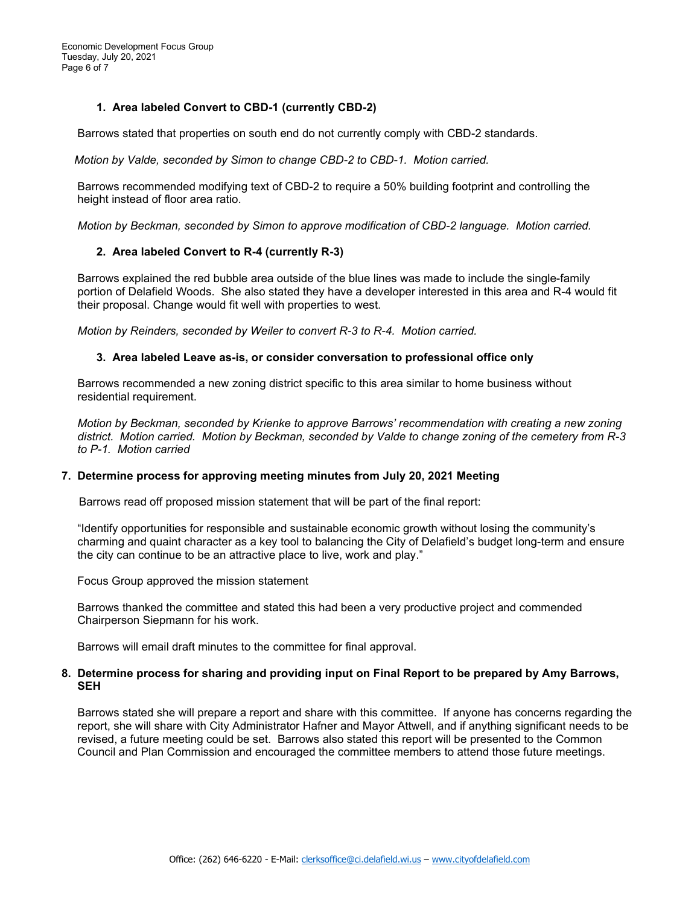1. **Area labeled Convert to CBD-1 (currently CBD-2)**

   Barrows stated that properties on south end do not currently comply with CBD-2 standards.

   *Motion by Valde, seconded by Simon to change CBD-2 to CBD-1. Motion carried.*

   Barrows recommended modifying text of CBD-2 to require a 50% building footprint and controlling the height instead of floor area ratio.

   *Motion by Beckman, seconded by Simon to approve modification of CBD-2 language. Motion carried.*

2. **Area labeled Convert to R-4 (currently R-3)**

   Barrows explained the red bubble area outside of the blue lines was made to include the single-family portion of Delafield Woods. She also stated they have a developer interested in this area and R-4 would fit their proposal. Change would fit well with properties to west.

   *Motion by Reinders, seconded by Weiler to convert R-3 to R-4. Motion carried.*

3. **Area labeled Leave as-is, or consider conversation to professional office only**

   Barrows recommended a new zoning district specific to this area similar to home business without residential requirement.

   *Motion by Beckman, seconded by Krienke to approve Barrows' recommendation with creating a new zoning district. Motion carried. Motion by Beckman, seconded by Valde to change zoning of the cemetery from R-3 to P-1. Motion carried*

**7. Determine process for approving meeting minutes from July 20, 2021 Meeting**

Barrows read off proposed mission statement that will be part of the final report:

"Identify opportunities for responsible and sustainable economic growth without losing the community's charming and quaint character as a key tool to balancing the City of Delafield's budget long-term and ensure the city can continue to be an attractive place to live, work and play."

Focus Group approved the mission statement

Barrows thanked the committee and stated this had been a very productive project and commended Chairperson Siepmann for his work.

Barrows will email draft minutes to the committee for final approval.

**8. Determine process for sharing and providing input on Final Report to be prepared by Amy Barrows, SEH**

Barrows stated she will prepare a report and share with this committee. If anyone has concerns regarding the report, she will share with City Administrator Hafner and Mayor Attwell, and if anything significant needs to be revised, a future meeting could be set. Barrows also stated this report will be presented to the Common Council and Plan Commission and encouraged the committee members to attend those future meetings.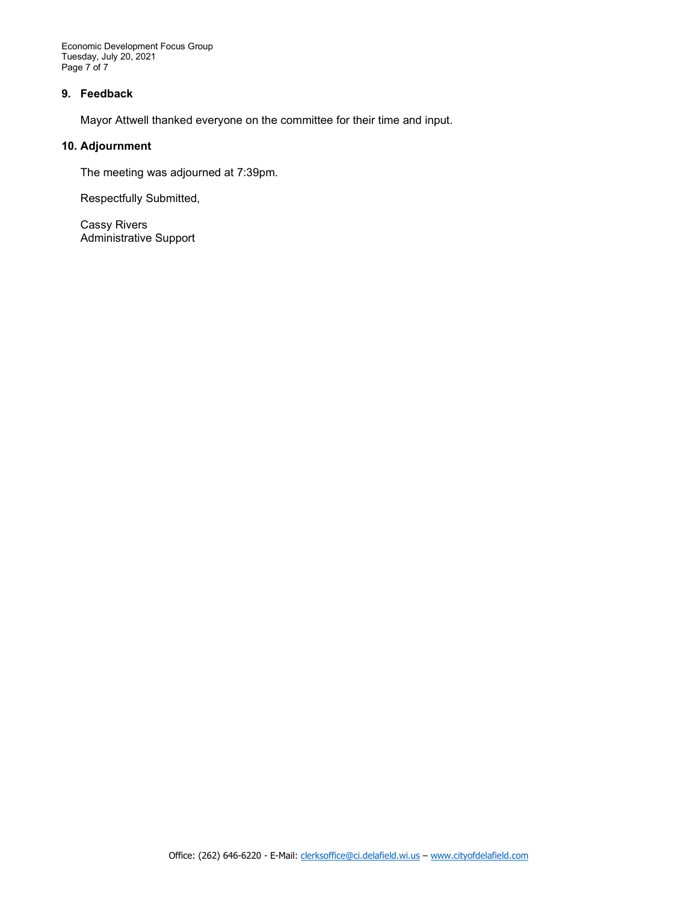## 9. Feedback

Mayor Attwell thanked everyone on the committee for their time and input.

## 10. Adjournment

The meeting was adjourned at 7:39pm.

Respectfully Submitted,

Cassy Rivers
Administrative Support